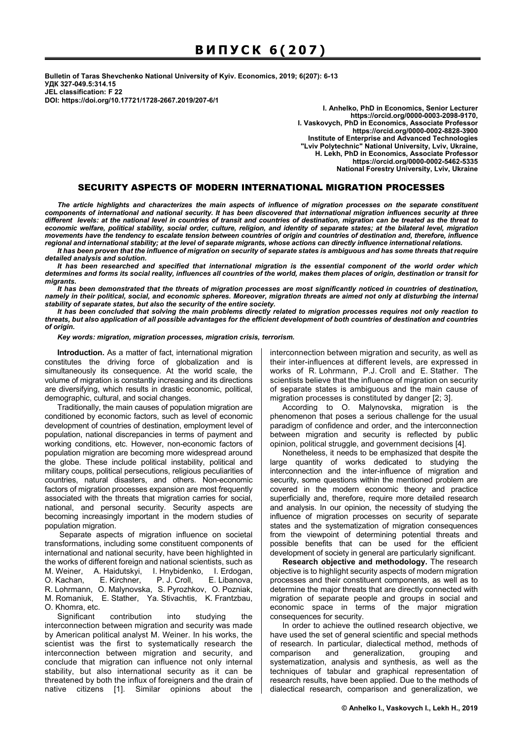Bulletin of Taras Shevchenko National University of Kyiv. Economics, 2019; 6(207): 6-13
УДК 327-049.5:314.15
JEL classification: F 22
DOI: https://doi.org/10.17721/1728-2667.2019/207-6/1

**I. Anhelko, PhD in Economics, Senior Lecturer**
**https://orcid.org/0000-0003-2098-9170,**
**I. Vaskovych, PhD in Economics, Associate Professor**
**https://orcid.org/0000-0002-8828-3900**
**Institute of Enterprise and Advanced Technologies**
**"Lviv Polytechnic" National University, Lviv, Ukraine,**
**H. Lekh, PhD in Economics, Associate Professor**
**https://orcid.org/0000-0002-5462-5335**
**National Forestry University, Lviv, Ukraine**

# SECURITY ASPECTS OF MODERN INTERNATIONAL MIGRATION PROCESSES

***The article highlights and characterizes the main aspects of influence of migration processes on the separate constituent components of international and national security. It has been discovered that international migration influences security at three different levels: at the national level in countries of transit and countries of destination, migration can be treated as the threat to economic welfare, political stability, social order, culture, religion, and identity of separate states; at the bilateral level, migration movements have the tendency to escalate tension between countries of origin and countries of destination and, therefore, influence regional and international stability; at the level of separate migrants, whose actions can directly influence international relations.***

***It has been proven that the influence of migration on security of separate states is ambiguous and has some threats that require detailed analysis and solution.***

***It has been researched and specified that international migration is the essential component of the world order which determines and forms its social reality, influences all countries of the world, makes them places of origin, destination or transit for migrants.***

***It has been demonstrated that the threats of migration processes are most significantly noticed in countries of destination, namely in their political, social, and economic spheres. Moreover, migration threats are aimed not only at disturbing the internal stability of separate states, but also the security of the entire society.***

***It has been concluded that solving the main problems directly related to migration processes requires not only reaction to threats, but also application of all possible advantages for the efficient development of both countries of destination and countries of origin.***

***Key words: migration, migration processes, migration crisis, terrorism.***

**Introduction.** As a matter of fact, international migration constitutes the driving force of globalization and is simultaneously its consequence. At the world scale, the volume of migration is constantly increasing and its directions are diversifying, which results in drastic economic, political, demographic, cultural, and social changes.

Traditionally, the main causes of population migration are conditioned by economic factors, such as level of economic development of countries of destination, employment level of population, national discrepancies in terms of payment and working conditions, etc. However, non-economic factors of population migration are becoming more widespread around the globe. These include political instability, political and military coups, political persecutions, religious peculiarities of countries, natural disasters, and others. Non-economic factors of migration processes expansion are most frequently associated with the threats that migration carries for social, national, and personal security. Security aspects are becoming increasingly important in the modern studies of population migration.

Separate aspects of migration influence on societal transformations, including some constituent components of international and national security, have been highlighted in the works of different foreign and national scientists, such as M. Weiner, A. Haidutskyi, I. Hnybidenko, I. Erdogan, O. Kachan, E. Kirchner, P. J. Croll, E. Libanova, R. Lohrmann, O. Malynovska, S. Pyrozhkov, O. Pozniak, M. Romaniuk, E. Stather, Ya. Stivachtis, K. Frantzbau, O. Khomra, etc.

Significant contribution into studying the interconnection between migration and security was made by American political analyst M. Weiner. In his works, the scientist was the first to systematically research the interconnection between migration and security, and conclude that migration can influence not only internal stability, but also international security as it can be threatened by both the influx of foreigners and the drain of native citizens [1]. Similar opinions about the interconnection between migration and security, as well as their inter-influences at different levels, are expressed in works of R. Lohrmann, P.J. Croll and E. Stather. The scientists believe that the influence of migration on security of separate states is ambiguous and the main cause of migration processes is constituted by danger [2; 3].

According to O. Malynovska, migration is the phenomenon that poses a serious challenge for the usual paradigm of confidence and order, and the interconnection between migration and security is reflected by public opinion, political struggle, and government decisions [4].

Nonetheless, it needs to be emphasized that despite the large quantity of works dedicated to studying the interconnection and the inter-influence of migration and security, some questions within the mentioned problem are covered in the modern economic theory and practice superficially and, therefore, require more detailed research and analysis. In our opinion, the necessity of studying the influence of migration processes on security of separate states and the systematization of migration consequences from the viewpoint of determining potential threats and possible benefits that can be used for the efficient development of society in general are particularly significant.

**Research objective and methodology.** The research objective is to highlight security aspects of modern migration processes and their constituent components, as well as to determine the major threats that are directly connected with migration of separate people and groups in social and economic space in terms of the major migration consequences for security.

In order to achieve the outlined research objective, we have used the set of general scientific and special methods of research. In particular, dialectical method, methods of comparison and generalization, grouping and systematization, analysis and synthesis, as well as the techniques of tabular and graphical representation of research results, have been applied. Due to the methods of dialectical research, comparison and generalization, we

© Anhelko I., Vaskovych I., Lekh H., 2019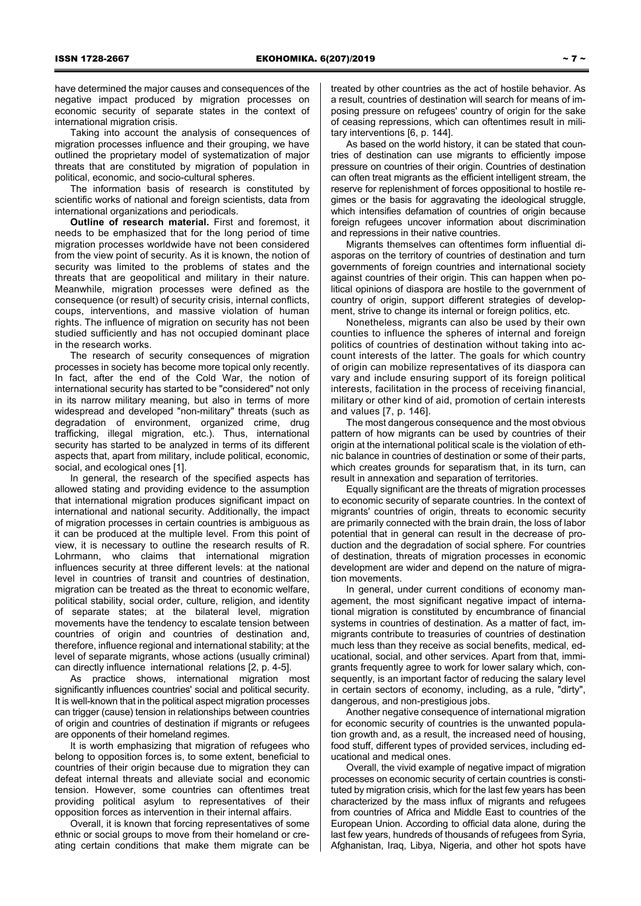have determined the major causes and consequences of the negative impact produced by migration processes on economic security of separate states in the context of international migration crisis.

Taking into account the analysis of consequences of migration processes influence and their grouping, we have outlined the proprietary model of systematization of major threats that are constituted by migration of population in political, economic, and socio-cultural spheres.

The information basis of research is constituted by scientific works of national and foreign scientists, data from international organizations and periodicals.

**Outline of research material.** First and foremost, it needs to be emphasized that for the long period of time migration processes worldwide have not been considered from the view point of security. As it is known, the notion of security was limited to the problems of states and the threats that are geopolitical and military in their nature. Meanwhile, migration processes were defined as the consequence (or result) of security crisis, internal conflicts, coups, interventions, and massive violation of human rights. The influence of migration on security has not been studied sufficiently and has not occupied dominant place in the research works.

The research of security consequences of migration processes in society has become more topical only recently. In fact, after the end of the Cold War, the notion of international security has started to be "considered" not only in its narrow military meaning, but also in terms of more widespread and developed "non-military" threats (such as degradation of environment, organized crime, drug trafficking, illegal migration, etc.). Thus, international security has started to be analyzed in terms of its different aspects that, apart from military, include political, economic, social, and ecological ones [1].

In general, the research of the specified aspects has allowed stating and providing evidence to the assumption that international migration produces significant impact on international and national security. Additionally, the impact of migration processes in certain countries is ambiguous as it can be produced at the multiple level. From this point of view, it is necessary to outline the research results of R. Lohrmann, who claims that international migration influences security at three different levels: at the national level in countries of transit and countries of destination, migration can be treated as the threat to economic welfare, political stability, social order, culture, religion, and identity of separate states; at the bilateral level, migration movements have the tendency to escalate tension between countries of origin and countries of destination and, therefore, influence regional and international stability; at the level of separate migrants, whose actions (usually criminal) can directly influence international relations [2, p. 4-5].

As practice shows, international migration most significantly influences countries' social and political security. It is well-known that in the political aspect migration processes can trigger (cause) tension in relationships between countries of origin and countries of destination if migrants or refugees are opponents of their homeland regimes.

It is worth emphasizing that migration of refugees who belong to opposition forces is, to some extent, beneficial to countries of their origin because due to migration they can defeat internal threats and alleviate social and economic tension. However, some countries can oftentimes treat providing political asylum to representatives of their opposition forces as intervention in their internal affairs.

Overall, it is known that forcing representatives of some ethnic or social groups to move from their homeland or creating certain conditions that make them migrate can be treated by other countries as the act of hostile behavior. As a result, countries of destination will search for means of imposing pressure on refugees' country of origin for the sake of ceasing repressions, which can oftentimes result in military interventions [6, p. 144].

As based on the world history, it can be stated that countries of destination can use migrants to efficiently impose pressure on countries of their origin. Countries of destination can often treat migrants as the efficient intelligent stream, the reserve for replenishment of forces oppositional to hostile regimes or the basis for aggravating the ideological struggle, which intensifies defamation of countries of origin because foreign refugees uncover information about discrimination and repressions in their native countries.

Migrants themselves can oftentimes form influential diasporas on the territory of countries of destination and turn governments of foreign countries and international society against countries of their origin. This can happen when political opinions of diaspora are hostile to the government of country of origin, support different strategies of development, strive to change its internal or foreign politics, etc.

Nonetheless, migrants can also be used by their own counties to influence the spheres of internal and foreign politics of countries of destination without taking into account interests of the latter. The goals for which country of origin can mobilize representatives of its diaspora can vary and include ensuring support of its foreign political interests, facilitation in the process of receiving financial, military or other kind of aid, promotion of certain interests and values [7, p. 146].

The most dangerous consequence and the most obvious pattern of how migrants can be used by countries of their origin at the international political scale is the violation of ethnic balance in countries of destination or some of their parts, which creates grounds for separatism that, in its turn, can result in annexation and separation of territories.

Equally significant are the threats of migration processes to economic security of separate countries. In the context of migrants' countries of origin, threats to economic security are primarily connected with the brain drain, the loss of labor potential that in general can result in the decrease of production and the degradation of social sphere. For countries of destination, threats of migration processes in economic development are wider and depend on the nature of migration movements.

In general, under current conditions of economy management, the most significant negative impact of international migration is constituted by encumbrance of financial systems in countries of destination. As a matter of fact, immigrants contribute to treasuries of countries of destination much less than they receive as social benefits, medical, educational, social, and other services. Apart from that, immigrants frequently agree to work for lower salary which, consequently, is an important factor of reducing the salary level in certain sectors of economy, including, as a rule, "dirty", dangerous, and non-prestigious jobs.

Another negative consequence of international migration for economic security of countries is the unwanted population growth and, as a result, the increased need of housing, food stuff, different types of provided services, including educational and medical ones.

Overall, the vivid example of negative impact of migration processes on economic security of certain countries is constituted by migration crisis, which for the last few years has been characterized by the mass influx of migrants and refugees from countries of Africa and Middle East to countries of the European Union. According to official data alone, during the last few years, hundreds of thousands of refugees from Syria, Afghanistan, Iraq, Libya, Nigeria, and other hot spots have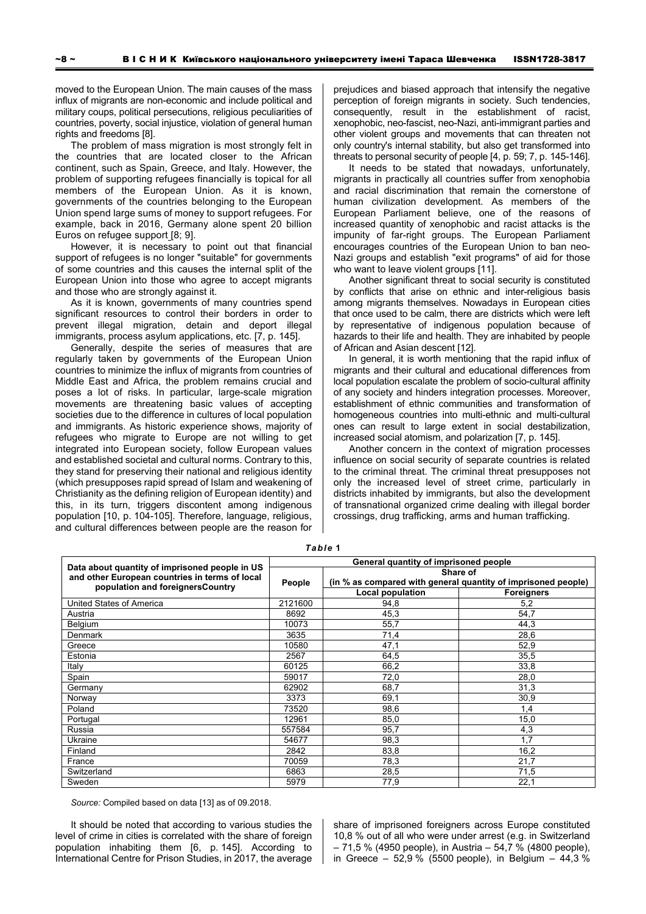moved to the European Union. The main causes of the mass influx of migrants are non-economic and include political and military coups, political persecutions, religious peculiarities of countries, poverty, social injustice, violation of general human rights and freedoms [8].

The problem of mass migration is most strongly felt in the countries that are located closer to the African continent, such as Spain, Greece, and Italy. However, the problem of supporting refugees financially is topical for all members of the European Union. As it is known, governments of the countries belonging to the European Union spend large sums of money to support refugees. For example, back in 2016, Germany alone spent 20 billion Euros on refugee support [8; 9].

However, it is necessary to point out that financial support of refugees is no longer "suitable" for governments of some countries and this causes the internal split of the European Union into those who agree to accept migrants and those who are strongly against it.

As it is known, governments of many countries spend significant resources to control their borders in order to prevent illegal migration, detain and deport illegal immigrants, process asylum applications, etc. [7, p. 145].

Generally, despite the series of measures that are regularly taken by governments of the European Union countries to minimize the influx of migrants from countries of Middle East and Africa, the problem remains crucial and poses a lot of risks. In particular, large-scale migration movements are threatening basic values of accepting societies due to the difference in cultures of local population and immigrants. As historic experience shows, majority of refugees who migrate to Europe are not willing to get integrated into European society, follow European values and established societal and cultural norms. Contrary to this, they stand for preserving their national and religious identity (which presupposes rapid spread of Islam and weakening of Christianity as the defining religion of European identity) and this, in its turn, triggers discontent among indigenous population [10, p. 104-105]. Therefore, language, religious, and cultural differences between people are the reason for prejudices and biased approach that intensify the negative perception of foreign migrants in society. Such tendencies, consequently, result in the establishment of racist, xenophobic, neo-fascist, neo-Nazi, anti-immigrant parties and other violent groups and movements that can threaten not only country's internal stability, but also get transformed into threats to personal security of people [4, p. 59; 7, p. 145-146].

It needs to be stated that nowadays, unfortunately, migrants in practically all countries suffer from xenophobia and racial discrimination that remain the cornerstone of human civilization development. As members of the European Parliament believe, one of the reasons of increased quantity of xenophobic and racist attacks is the impunity of far-right groups. The European Parliament encourages countries of the European Union to ban neo-Nazi groups and establish "exit programs" of aid for those who want to leave violent groups [11].

Another significant threat to social security is constituted by conflicts that arise on ethnic and inter-religious basis among migrants themselves. Nowadays in European cities that once used to be calm, there are districts which were left by representative of indigenous population because of hazards to their life and health. They are inhabited by people of African and Asian descent [12].

In general, it is worth mentioning that the rapid influx of migrants and their cultural and educational differences from local population escalate the problem of socio-cultural affinity of any society and hinders integration processes. Moreover, establishment of ethnic communities and transformation of homogeneous countries into multi-ethnic and multi-cultural ones can result to large extent in social destabilization, increased social atomism, and polarization [7, p. 145].

Another concern in the context of migration processes influence on social security of separate countries is related to the criminal threat. The criminal threat presupposes not only the increased level of street crime, particularly in districts inhabited by immigrants, but also the development of transnational organized crime dealing with illegal border crossings, drug trafficking, arms and human trafficking.

***Table* 1**

| Data about quantity of imprisoned people in US and other European countries in terms of local population and foreignersCountry | General quantity of imprisoned people | | |
|---|---|---|---|
| | People | Share of (in % as compared with general quantity of imprisoned people) | |
| | | Local population | Foreigners |
| United States of America | 2121600 | 94,8 | 5,2 |
| Austria | 8692 | 45,3 | 54,7 |
| Belgium | 10073 | 55,7 | 44,3 |
| Denmark | 3635 | 71,4 | 28,6 |
| Greece | 10580 | 47,1 | 52,9 |
| Estonia | 2567 | 64,5 | 35,5 |
| Italy | 60125 | 66,2 | 33,8 |
| Spain | 59017 | 72,0 | 28,0 |
| Germany | 62902 | 68,7 | 31,3 |
| Norway | 3373 | 69,1 | 30,9 |
| Poland | 73520 | 98,6 | 1,4 |
| Portugal | 12961 | 85,0 | 15,0 |
| Russia | 557584 | 95,7 | 4,3 |
| Ukraine | 54677 | 98,3 | 1,7 |
| Finland | 2842 | 83,8 | 16,2 |
| France | 70059 | 78,3 | 21,7 |
| Switzerland | 6863 | 28,5 | 71,5 |
| Sweden | 5979 | 77,9 | 22,1 |

*Source:* Compiled based on data [13] as of 09.2018.

It should be noted that according to various studies the level of crime in cities is correlated with the share of foreign population inhabiting them [6, p. 145]. According to International Centre for Prison Studies, in 2017, the average share of imprisoned foreigners across Europe constituted 10,8 % out of all who were under arrest (e.g. in Switzerland – 71,5 % (4950 people), in Austria – 54,7 % (4800 people), in Greece – 52,9 % (5500 people), in Belgium – 44,3 %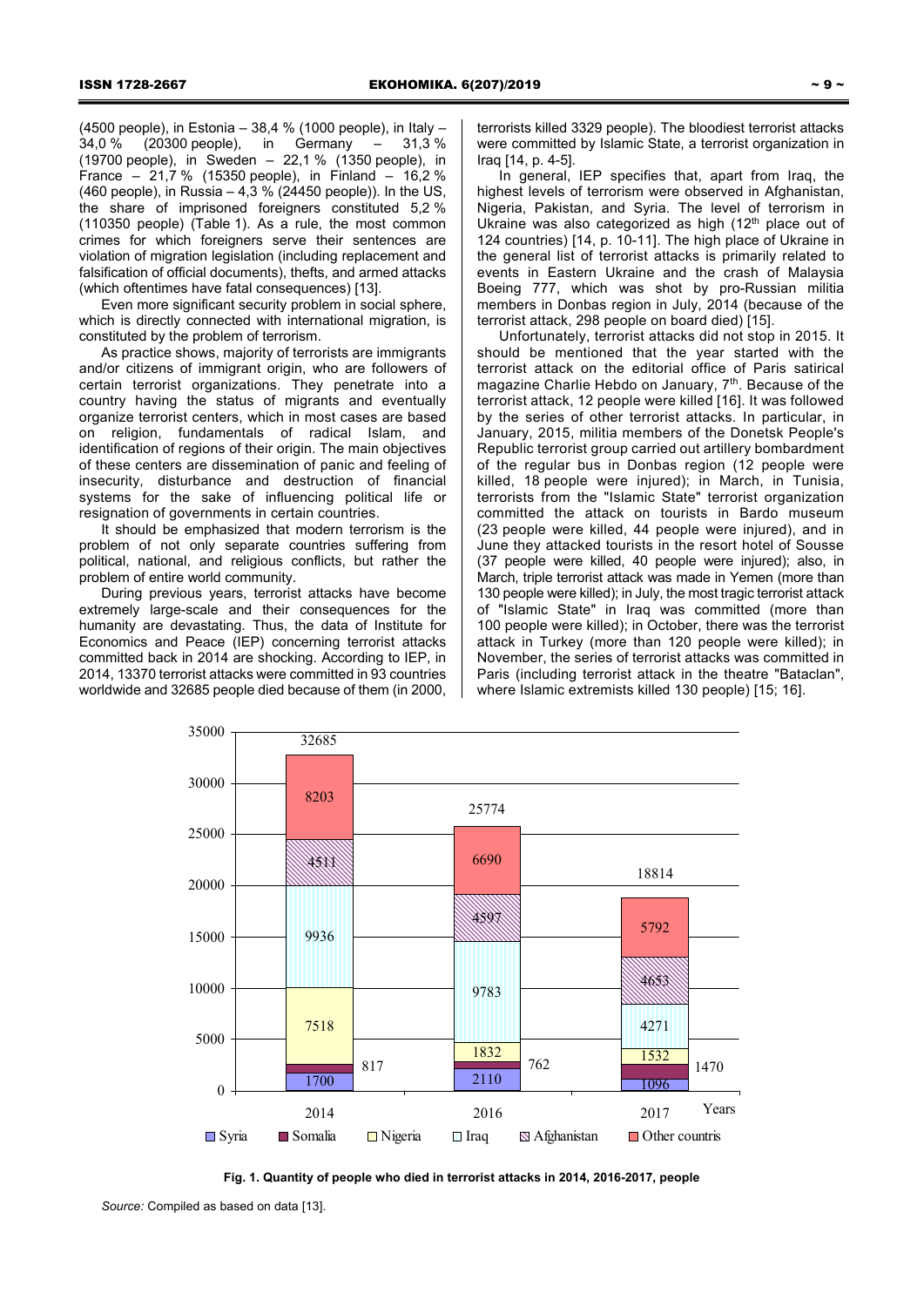(4500 people), in Estonia – 38,4 % (1000 people), in Italy – 34,0 % (20300 people), in Germany – 31,3 % (19700 people), in Sweden – 22,1 % (1350 people), in France – 21,7 % (15350 people), in Finland – 16,2 % (460 people), in Russia – 4,3 % (24450 people)). In the US, the share of imprisoned foreigners constituted 5,2 % (110350 people) (Table 1). As a rule, the most common crimes for which foreigners serve their sentences are violation of migration legislation (including replacement and falsification of official documents), thefts, and armed attacks (which oftentimes have fatal consequences) [13].

Even more significant security problem in social sphere, which is directly connected with international migration, is constituted by the problem of terrorism.

As practice shows, majority of terrorists are immigrants and/or citizens of immigrant origin, who are followers of certain terrorist organizations. They penetrate into a country having the status of migrants and eventually organize terrorist centers, which in most cases are based on religion, fundamentals of radical Islam, and identification of regions of their origin. The main objectives of these centers are dissemination of panic and feeling of insecurity, disturbance and destruction of financial systems for the sake of influencing political life or resignation of governments in certain countries.

It should be emphasized that modern terrorism is the problem of not only separate countries suffering from political, national, and religious conflicts, but rather the problem of entire world community.

During previous years, terrorist attacks have become extremely large-scale and their consequences for the humanity are devastating. Thus, the data of Institute for Economics and Peace (IEP) concerning terrorist attacks committed back in 2014 are shocking. According to IEP, in 2014, 13370 terrorist attacks were committed in 93 countries worldwide and 32685 people died because of them (in 2000, terrorists killed 3329 people). The bloodiest terrorist attacks were committed by Islamic State, a terrorist organization in Iraq [14, p. 4-5].

In general, IEP specifies that, apart from Iraq, the highest levels of terrorism were observed in Afghanistan, Nigeria, Pakistan, and Syria. The level of terrorism in Ukraine was also categorized as high (12th place out of 124 countries) [14, p. 10-11]. The high place of Ukraine in the general list of terrorist attacks is primarily related to events in Eastern Ukraine and the crash of Malaysia Boeing 777, which was shot by pro-Russian militia members in Donbas region in July, 2014 (because of the terrorist attack, 298 people on board died) [15].

Unfortunately, terrorist attacks did not stop in 2015. It should be mentioned that the year started with the terrorist attack on the editorial office of Paris satirical magazine Charlie Hebdo on January, 7th. Because of the terrorist attack, 12 people were killed [16]. It was followed by the series of other terrorist attacks. In particular, in January, 2015, militia members of the Donetsk People's Republic terrorist group carried out artillery bombardment of the regular bus in Donbas region (12 people were killed, 18 people were injured); in March, in Tunisia, terrorists from the "Islamic State" terrorist organization committed the attack on tourists in Bardo museum (23 people were killed, 44 people were injured), and in June they attacked tourists in the resort hotel of Sousse (37 people were killed, 40 people were injured); also, in March, triple terrorist attack was made in Yemen (more than 130 people were killed); in July, the most tragic terrorist attack of "Islamic State" in Iraq was committed (more than 100 people were killed); in October, there was the terrorist attack in Turkey (more than 120 people were killed); in November, the series of terrorist attacks was committed in Paris (including terrorist attack in the theatre "Bataclan", where Islamic extremists killed 130 people) [15; 16].

| Years | Syria | Somalia | Nigeria | Iraq | Afghanistan | Other countris | Total |
|---|---|---|---|---|---|---|---|
| 2014 | 1700 | 817 | 7518 | 9936 | 4511 | 8203 | 32685 |
| 2016 | 2110 | 762 | 1832 | 9783 | 4597 | 6690 | 25774 |
| 2017 | 1096 | 1470 | 1532 | 4271 | 4653 | 5792 | 18814 |

**Fig. 1. Quantity of people who died in terrorist attacks in 2014, 2016-2017, people**

*Source:* Compiled as based on data [13].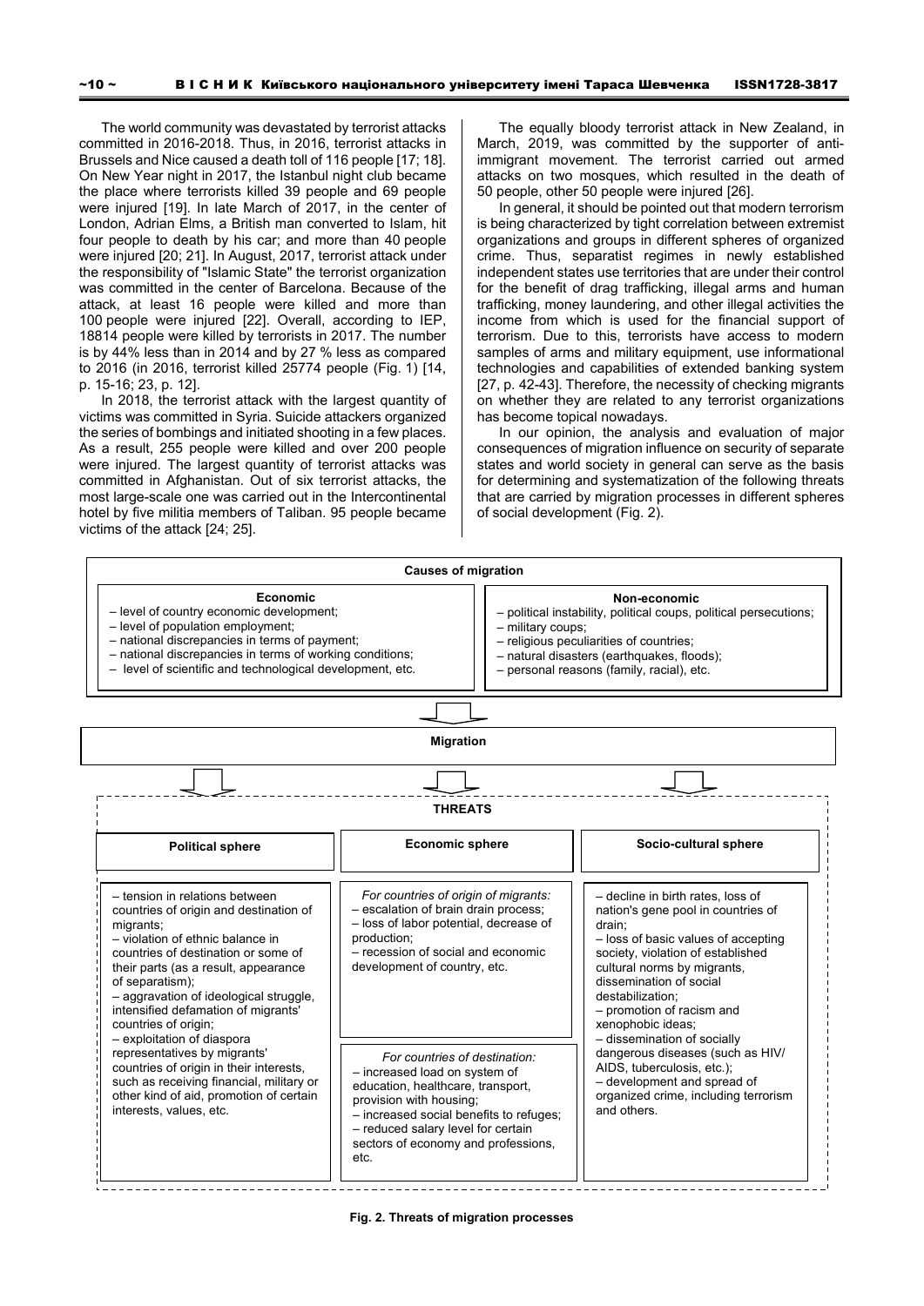The world community was devastated by terrorist attacks committed in 2016-2018. Thus, in 2016, terrorist attacks in Brussels and Nice caused a death toll of 116 people [17; 18]. On New Year night in 2017, the Istanbul night club became the place where terrorists killed 39 people and 69 people were injured [19]. In late March of 2017, in the center of London, Adrian Elms, a British man converted to Islam, hit four people to death by his car; and more than 40 people were injured [20; 21]. In August, 2017, terrorist attack under the responsibility of "Islamic State" the terrorist organization was committed in the center of Barcelona. Because of the attack, at least 16 people were killed and more than 100 people were injured [22]. Overall, according to IEP, 18814 people were killed by terrorists in 2017. The number is by 44% less than in 2014 and by 27 % less as compared to 2016 (in 2016, terrorist killed 25774 people (Fig. 1) [14, p. 15-16; 23, p. 12].

In 2018, the terrorist attack with the largest quantity of victims was committed in Syria. Suicide attackers organized the series of bombings and initiated shooting in a few places. As a result, 255 people were killed and over 200 people were injured. The largest quantity of terrorist attacks was committed in Afghanistan. Out of six terrorist attacks, the most large-scale one was carried out in the Intercontinental hotel by five militia members of Taliban. 95 people became victims of the attack [24; 25].

The equally bloody terrorist attack in New Zealand, in March, 2019, was committed by the supporter of anti-immigrant movement. The terrorist carried out armed attacks on two mosques, which resulted in the death of 50 people, other 50 people were injured [26].

In general, it should be pointed out that modern terrorism is being characterized by tight correlation between extremist organizations and groups in different spheres of organized crime. Thus, separatist regimes in newly established independent states use territories that are under their control for the benefit of drag trafficking, illegal arms and human trafficking, money laundering, and other illegal activities the income from which is used for the financial support of terrorism. Due to this, terrorists have access to modern samples of arms and military equipment, use informational technologies and capabilities of extended banking system [27, p. 42-43]. Therefore, the necessity of checking migrants on whether they are related to any terrorist organizations has become topical nowadays.

In our opinion, the analysis and evaluation of major consequences of migration influence on security of separate states and world society in general can serve as the basis for determining and systematization of the following threats that are carried by migration processes in different spheres of social development (Fig. 2).

**Causes of migration**

| Economic | Non-economic |
|---|---|
| – level of country economic development;<br>– level of population employment;<br>– national discrepancies in terms of payment;<br>– national discrepancies in terms of working conditions;<br>– level of scientific and technological development, etc. | – political instability, political coups, political persecutions;<br>– military coups;<br>– religious peculiarities of countries;<br>– natural disasters (earthquakes, floods);<br>– personal reasons (family, racial), etc. |

**Migration**

**THREATS**

| Political sphere | Economic sphere | Socio-cultural sphere |
|---|---|---|
| – tension in relations between countries of origin and destination of migrants;<br>– violation of ethnic balance in countries of destination or some of their parts (as a result, appearance of separatism);<br>– aggravation of ideological struggle, intensified defamation of migrants' countries of origin;<br>– exploitation of diaspora representatives by migrants' countries of origin in their interests, such as receiving financial, military or other kind of aid, promotion of certain interests, values, etc. | *For countries of origin of migrants:*<br>– escalation of brain drain process;<br>– loss of labor potential, decrease of production;<br>– recession of social and economic development of country, etc.<br><br>*For countries of destination:*<br>– increased load on system of education, healthcare, transport, provision with housing;<br>– increased social benefits to refuges;<br>– reduced salary level for certain sectors of economy and professions, etc. | – decline in birth rates, loss of nation's gene pool in countries of drain;<br>– loss of basic values of accepting society, violation of established cultural norms by migrants, dissemination of social destabilization;<br>– promotion of racism and xenophobic ideas;<br>– dissemination of socially dangerous diseases (such as HIV/AIDS, tuberculosis, etc.);<br>– development and spread of organized crime, including terrorism and others. |

**Fig. 2. Threats of migration processes**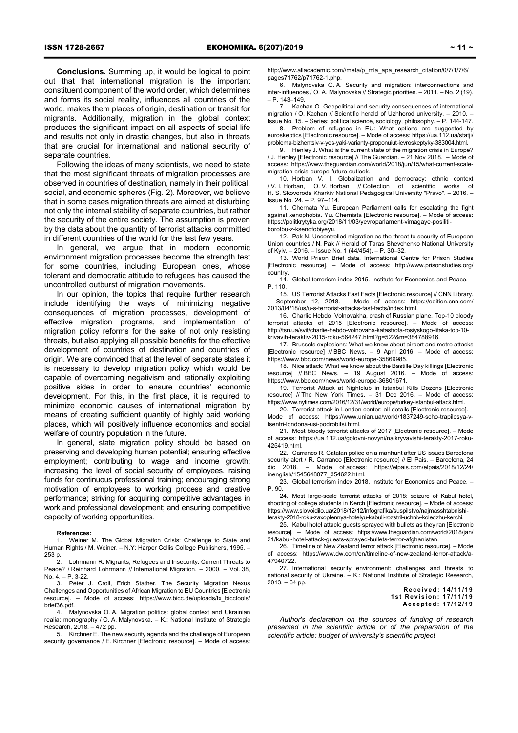**Conclusions.** Summing up, it would be logical to point out that that international migration is the important constituent component of the world order, which determines and forms its social reality, influences all countries of the world, makes them places of origin, destination or transit for migrants. Additionally, migration in the global context produces the significant impact on all aspects of social life and results not only in drastic changes, but also in threats that are crucial for international and national security of separate countries.

Following the ideas of many scientists, we need to state that the most significant threats of migration processes are observed in countries of destination, namely in their political, social, and economic spheres (Fig. 2). Moreover, we believe that in some cases migration threats are aimed at disturbing not only the internal stability of separate countries, but rather the security of the entire society. The assumption is proven by the data about the quantity of terrorist attacks committed in different countries of the world for the last few years.

In general, we argue that in modern economic environment migration processes become the strength test for some countries, including European ones, whose tolerant and democratic attitude to refugees has caused the uncontrolled outburst of migration movements.

In our opinion, the topics that require further research include identifying the ways of minimizing negative consequences of migration processes, development of effective migration programs, and implementation of migration policy reforms for the sake of not only resisting threats, but also applying all possible benefits for the effective development of countries of destination and countries of origin. We are convinced that at the level of separate states it is necessary to develop migration policy which would be capable of overcoming negativism and rationally exploiting positive sides in order to ensure countries' economic development. For this, in the first place, it is required to minimize economic causes of international migration by means of creating sufficient quantity of highly paid working places, which will positively influence economics and social welfare of country population in the future.

In general, state migration policy should be based on preserving and developing human potential; ensuring effective employment; contributing to wage and income growth; increasing the level of social security of employees, raising funds for continuous professional training; encouraging strong motivation of employees to working process and creative performance; striving for acquiring competitive advantages in work and professional development; and ensuring competitive capacity of working opportunities.

**References:**

1. Weiner M. The Global Migration Crisis: Challenge to State and Human Rights / M. Weiner. – N.Y: Harper Collis College Publishers, 1995. – 253 p.
2. Lohrmann R. Migrants, Refugees and Insecurity. Current Threats to Peace? / Reinhard Lohrmann // International Migration. – 2000. – Vol. 38, No. 4. – P. 3-22.
3. Peter J. Croll, Erich Stather. The Security Migration Nexus Challenges and Opportunities of African Migration to EU Countries [Electronic resource]. – Mode of access: https://www.bicc.de/uploads/tx_bicctools/brief36.pdf.
4. Malynovska O. A. Migration politics: global context and Ukrainian realia: monography / O. A. Malynovska. – K.: National Institute of Strategic Research, 2018. – 472 pp.
5. Kirchner E. The new security agenda and the challenge of European security governance / E. Kirchner [Electronic resource]. – Mode of access: http://www.allacademic.com//meta/p_mla_apa_research_citation/0/7/1/7/6/pages71762/p71762-1.php.
6. Malynovska O. A. Security and migration: interconnections and inter-influences / O. A. Malynovska // Strategic priorities. – 2011. – No. 2 (19). – P. 143–149.
7. Kachan O. Geopolitical and security consequences of international migration / O. Kachan // Scientific herald of Uzhhorod university. – 2010. – Issue No. 15. – Series: political science, sociology, philosophy. – P. 144-147.
8. Problem of refugees in EU: What options are suggested by euroskeptics [Electronic resource]. – Mode of access: https://ua.112.ua/statji/problema-bizhentsiv-v-yes-yaki-varianty-proponuiut-ievroskeptyky-383004.html.
9. Henley J. What is the current state of the migration crisis in Europe? / J. Henley [Electronic resource] // The Guardian. – 21 Nov 2018. – Mode of access: https://www.theguardian.com/world/2018/jun/15/what-current-scale-migration-crisis-europe-future-outlook.
10. Horban V. I. Globalization and democracy: ethnic context / V. I. Horban, O. V. Horban // Collection of scientific works of H. S. Skovoroda Kharkiv National Pedagogical University "Pravo". – 2016. – Issue No. 24. – P. 97–114.
11. Chernata Yu. European Parliament calls for escalating the fight against xenophobia. Yu. Cherniata [Electronic resource]. – Mode of access: https://politkrytyka.org/2018/11/03/yevroparlament-vimagaye-posiliti-borotbu-z-ksenofobiyeyu.
12. Pak N. Uncontrolled migration as the threat to security of European Union countries / N. Pak // Herald of Taras Shevchenko National University of Kyiv. – 2016. – Issue No. 1 (44/454). – P. 30–32.
13. World Prison Brief data. International Centre for Prison Studies [Electronic resource]. – Mode of access: http://www.prisonstudies.org/country.
14. Global terrorism index 2015. Institute for Economics and Peace. – P. 110.
15. US Terrorist Attacks Fast Facts [Electronic resource] // CNN Library. – September 12, 2018. – Mode of access: https://edition.cnn.com/2013/04/18/us/u-s-terrorist-attacks-fast-facts/index.html.
16. Charlie Hebdo, Volnovakha, crash of Russian plane. Top-10 bloody terrorist attacks of 2015 [Electronic resource]. – Mode of access: http://tsn.ua/svit/charlie-hebdo-volnovaha-katastrofa-rosiyskogo-litaka-top-10-krivavih-teraktiv-2015-roku-564247.html?g=522&m=384788916.
17. Brussels explosions: What we know about airport and metro attacks [Electronic resource] // BBC News. – 9 April 2016. – Mode of access: https://www.bbc.com/news/world-europe-35869985.
18. Nice attack: What we know about the Bastille Day killings [Electronic resource] // BBC News. – 19 August 2016. – Mode of access: https://www.bbc.com/news/world-europe-36801671.
19. Terrorist Attack at Nightclub in Istanbul Kills Dozens [Electronic resource] // The New York Times. – 31 Dec 2016. – Mode of access: https://www.nytimes.com/2016/12/31/world/europe/turkey-istanbul-attack.html.
20. Terrorist attack in London center: all details [Electronic resource]. – Mode of access: https://www.unian.ua/world/1837249-scho-trapilosya-v-tsentri-londona-usi-podrobitsi.html.
21. Most bloody terrorist attacks of 2017 [Electronic resource]. – Mode of access: https://ua.112.ua/golovni-novyni/naikryvavishi-terakty-2017-roku-425419.html.
22. Carranco R. Catalan police on a manhunt after US issues Barcelona security alert / R. Carranco [Electronic resource] // El Pais. – Barcelona, 24 dic 2018. – Mode of access: https://elpais.com/elpais/2018/12/24/inenglish/1545648077_354622.html.
23. Global terrorism index 2018. Institute for Economics and Peace. – P. 90.
24. Most large-scale terrorist attacks of 2018: seizure of Kabul hotel, shooting of college students in Kerch [Electronic resource]. – Mode of access: https://www.slovoidilo.ua/2018/12/12/infografika/suspilstvo/najmasshtabnishi-terakty-2018-roku-zaxoplennya-hotelyu-kabuli-rozstril-uchniv-koledzhu-kerchi.
25. Kabul hotel attack: guests sprayed with bullets as they ran [Electronic resource]. – Mode of access: https://www.theguardian.com/world/2018/jan/21/kabul-hotel-attack-guests-sprayed-bullets-terror-afghanistan.
26. Timeline of New Zealand terror attack [Electronic resource]. – Mode of access: https://www.dw.com/en/timeline-of-new-zealand-terror-attack/a-47940722.
27. International security environment: challenges and threats to national security of Ukraine. – K.: National Institute of Strategic Research, 2013. – 64 pp.

Received: 14/11/19
1st Revision: 17/11/19
Accepted: 17/12/19

*Author's declaration on the sources of funding of research presented in the scientific article or of the preparation of the scientific article: budget of university's scientific project*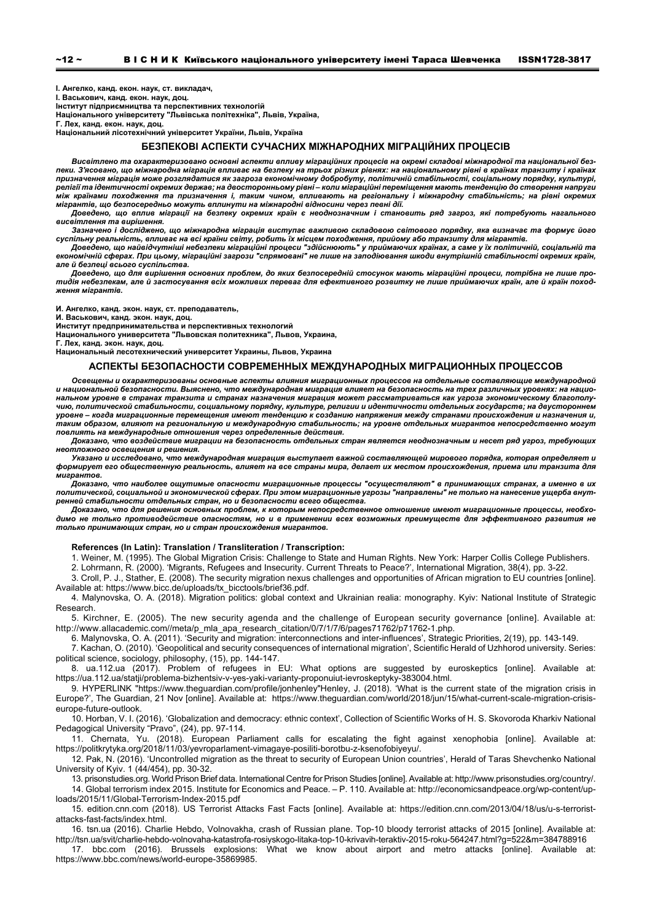І. Ангелко, канд. екон. наук, ст. викладач,
І. Васькович, канд. екон. наук, доц.
Інститут підприємництва та перспективних технологій
Національного університету "Львівська політехніка", Львів, Україна,
Г. Лех, канд. екон. наук, доц.
Національний лісотехнічний університет України, Львів, Україна

## БЕЗПЕКОВІ АСПЕКТИ СУЧАСНИХ МІЖНАРОДНИХ МІГРАЦІЙНИХ ПРОЦЕСІВ

*Висвітлено та охарактеризовано основні аспекти впливу міграційних процесів на окремі складові міжнародної та національної безпеки. З'ясовано, що міжнародна міграція впливає на безпеку на трьох різних рівнях: на національному рівні в країнах транзиту і країнах призначення міграція може розглядатися як загроза економічному добробуту, політичній стабільності, соціальному порядку, культурі, релігії та ідентичності окремих держав; на двосторонньому рівні – коли міграційні переміщення мають тенденцію до створення напруги між країнами походження та призначення і, таким чином, впливають на регіональну і міжнародну стабільність; на рівні окремих мігрантів, що безпосередньо можуть вплинути на міжнародні відносини через певні дії.*

*Доведено, що вплив міграції на безпеку окремих країн є неоднозначним і становить ряд загроз, які потребують нагального висвітлення та вирішення.*

*Зазначено і досліджено, що міжнародна міграція виступає важливою складовою світового порядку, яка визначає та формує його суспільну реальність, впливає на всі країни світу, робить їх місцем походження, прийому або транзиту для мігрантів.*

*Доведено, що найвідчутніші небезпеки міграційні процеси "здійснюють" у приймаючих країнах, а саме у їх політичній, соціальній та економічній сферах. При цьому, міграційні загрози "спрямовані" не лише на заподіювання шкоди внутрішній стабільності окремих країн, але й безпеці всього суспільства.*

*Доведено, що для вирішення основних проблем, до яких безпосередній стосунок мають міграційні процеси, потрібна не лише протидія небезпекам, але й застосування всіх можливих переваг для ефективного розвитку не лише приймаючих країн, але й країн походження мігрантів.*

И. Ангелко, канд. экон. наук, ст. преподаватель,
И. Васькович, канд. экон. наук, доц.
Институт предпринимательства и перспективных технологий
Национального университета "Львовская политехника", Львов, Украина,
Г. Лех, канд. экон. наук, доц.
Национальный лесотехнический университет Украины, Львов, Украина

## АСПЕКТЫ БЕЗОПАСНОСТИ СОВРЕМЕННЫХ МЕЖДУНАРОДНЫХ МИГРАЦИОННЫХ ПРОЦЕССОВ

*Освещены и охарактеризованы основные аспекты влияния миграционных процессов на отдельные составляющие международной и национальной безопасности. Выяснено, что международная миграция влияет на безопасность на трех различных уровнях: на национальном уровне в странах транзита и странах назначения миграция может рассматриваться как угроза экономическому благополучию, политической стабильности, социальному порядку, культуре, религии и идентичности отдельных государств; на двустороннем уровне – когда миграционные перемещения имеют тенденцию к созданию напряжения между странами происхождения и назначения и, таким образом, влияют на региональную и международную стабильность; на уровне отдельных мигрантов непосредственно могут повлиять на международные отношения через определенные действия.*

*Доказано, что воздействие миграции на безопасность отдельных стран является неоднозначным и несет ряд угроз, требующих неотложного освещения и решения.*

*Указано и исследовано, что международная миграция выступает важной составляющей мирового порядка, которая определяет и формирует его общественную реальность, влияет на все страны мира, делает их местом происхождения, приема или транзита для мигрантов.*

*Доказано, что наиболее ощутимые опасности миграционные процессы "осуществляют" в принимающих странах, а именно в их политической, социальной и экономической сферах. При этом миграционные угрозы "направлены" не только на нанесение ущерба внутренней стабильности отдельных стран, но и безопасности всего общества.*

*Доказано, что для решения основных проблем, к которым непосредственное отношение имеют миграционные процессы, необходимо не только противодействие опасностям, но и в применении всех возможных преимуществ для эффективного развития не только принимающих стран, но и стран происхождения мигрантов.*

**References (In Latin): Translation / Transliteration / Transcription:**

1. Weiner, M. (1995). The Global Migration Crisis: Challenge to State and Human Rights. New York: Harper Collis College Publishers.
2. Lohrmann, R. (2000). 'Migrants, Refugees and Insecurity. Current Threats to Peace?', International Migration, 38(4), pp. 3-22.
3. Croll, P. J., Stather, E. (2008). The security migration nexus challenges and opportunities of African migration to EU countries [online]. Available at: https://www.bicc.de/uploads/tx_bicctools/brief36.pdf.
4. Malynovska, O. A. (2018). Migration politics: global context and Ukrainian realia: monography. Kyiv: National Institute of Strategic Research.
5. Kirchner, E. (2005). The new security agenda and the challenge of European security governance [online]. Available at: http://www.allacademic.com//meta/p_mla_apa_research_citation/0/7/1/7/6/pages71762/p71762-1.php.
6. Malynovska, O. A. (2011). 'Security and migration: interconnections and inter-influences', Strategic Priorities, 2(19), pp. 143-149.
7. Kachan, O. (2010). 'Geopolitical and security consequences of international migration', Scientific Herald of Uzhhorod university. Series: political science, sociology, philosophy, (15), pp. 144-147.
8. ua.112.ua (2017). Problem of refugees in EU: What options are suggested by euroskeptics [online]. Available at: https://ua.112.ua/statji/problema-bizhentsiv-v-yes-yaki-varianty-proponuiut-ievroskeptyky-383004.html.
9. HYPERLINK "https://www.theguardian.com/profile/jonhenley"Henley, J. (2018). 'What is the current state of the migration crisis in Europe?', The Guardian, 21 Nov [online]. Available at: https://www.theguardian.com/world/2018/jun/15/what-current-scale-migration-crisis-europe-future-outlook.
10. Horban, V. I. (2016). 'Globalization and democracy: ethnic context', Collection of Scientific Works of H. S. Skovoroda Kharkiv National Pedagogical University "Pravo", (24), pp. 97-114.
11. Chernata, Yu. (2018). European Parliament calls for escalating the fight against xenophobia [online]. Available at: https://politkrytyka.org/2018/11/03/yevroparlament-vimagaye-posiliti-borotbu-z-ksenofobiyeyu/.
12. Pak, N. (2016). 'Uncontrolled migration as the threat to security of European Union countries', Herald of Taras Shevchenko National University of Kyiv. 1 (44/454), pp. 30-32.
13. prisonstudies.org. World Prison Brief data. International Centre for Prison Studies [online]. Available at: http://www.prisonstudies.org/country/.
14. Global terrorism index 2015. Institute for Economics and Peace. – P. 110. Available at: http://economicsandpeace.org/wp-content/uploads/2015/11/Global-Terrorism-Index-2015.pdf
15. edition.cnn.com (2018). US Terrorist Attacks Fast Facts [online]. Available at: https://edition.cnn.com/2013/04/18/us/u-s-terrorist-attacks-fast-facts/index.html.
16. tsn.ua (2016). Charlie Hebdo, Volnovakha, crash of Russian plane. Top-10 bloody terrorist attacks of 2015 [online]. Available at: http://tsn.ua/svit/charlie-hebdo-volnovaha-katastrofa-rosiyskogo-litaka-top-10-krivavih-teraktiv-2015-roku-564247.html?g=522&m=384788916
17. bbc.com (2016). Brussels explosions: What we know about airport and metro attacks [online]. Available at: https://www.bbc.com/news/world-europe-35869985.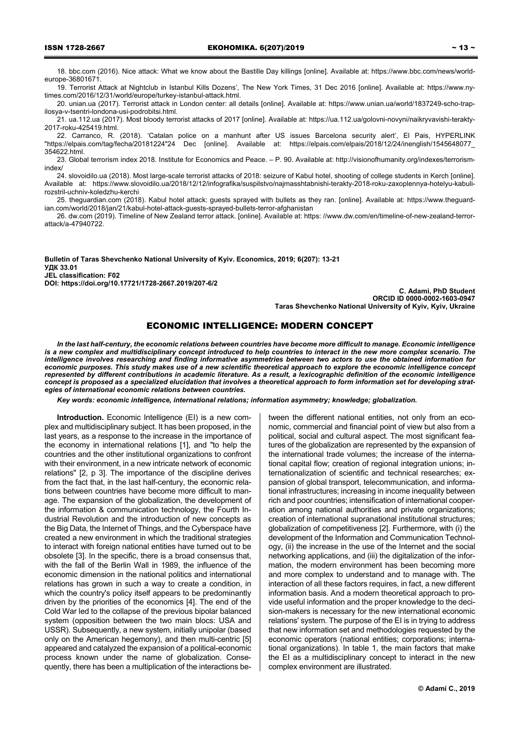18. bbc.com (2016). Nice attack: What we know about the Bastille Day killings [online]. Available at: https://www.bbc.com/news/world-europe-36801671.

19. Terrorist Attack at Nightclub in Istanbul Kills Dozens', The New York Times, 31 Dec 2016 [online]. Available at: https://www.nytimes.com/2016/12/31/world/europe/turkey-istanbul-attack.html.

20. unian.ua (2017). Terrorist attack in London center: all details [online]. Available at: https://www.unian.ua/world/1837249-scho-trapilosya-v-tsentri-londona-usi-podrobitsi.html.

21. ua.112.ua (2017). Most bloody terrorist attacks of 2017 [online]. Available at: https://ua.112.ua/golovni-novyni/naikryvavishi-terakty-2017-roku-425419.html.

22. Carranco, R. (2018). 'Catalan police on a manhunt after US issues Barcelona security alert', El Pais, HYPERLINK "https://elpais.com/tag/fecha/20181224"24 Dec [online]. Available at: https://elpais.com/elpais/2018/12/24/inenglish/1545648077_354622.html.

23. Global terrorism index 2018. Institute for Economics and Peace. – P. 90. Available at: http://visionofhumanity.org/indexes/terrorism-index/

24. slovoidilo.ua (2018). Most large-scale terrorist attacks of 2018: seizure of Kabul hotel, shooting of college students in Kerch [online]. Available at: https://www.slovoidilo.ua/2018/12/12/infografika/suspilstvo/najmasshtabnishi-terakty-2018-roku-zaxoplennya-hotelyu-kabuli-rozstril-uchniv-koledzhu-kerchi

25. theguardian.com (2018). Kabul hotel attack: guests sprayed with bullets as they ran. [online]. Available at: https://www.theguardian.com/world/2018/jan/21/kabul-hotel-attack-guests-sprayed-bullets-terror-afghanistan

26. dw.com (2019). Timeline of New Zealand terror attack. [online]. Available at: https: //www.dw.com/en/timeline-of-new-zealand-terror-attack/a-47940722.

**Bulletin of Taras Shevchenko National University of Kyiv. Economics, 2019; 6(207): 13-21**
**УДК 33.01**
**JEL classification: F02**
**DOI: https://doi.org/10.17721/1728-2667.2019/207-6/2**

**C. Adami, PhD Student**
**ORCID ID 0000-0002-1603-0947**
**Taras Shevchenko National University of Kyiv, Kyiv, Ukraine**

# ECONOMIC INTELLIGENCE: MODERN CONCEPT

***In the last half-century, the economic relations between countries have become more difficult to manage. Economic intelligence is a new complex and multidisciplinary concept introduced to help countries to interact in the new more complex scenario. The intelligence involves researching and finding informative asymmetries between two actors to use the obtained information for economic purposes. This study makes use of a new scientific theoretical approach to explore the economic intelligence concept represented by different contributions in academic literature. As a result, a lexicographic definition of the economic intelligence concept is proposed as a specialized elucidation that involves a theoretical approach to form information set for developing strategies of international economic relations between countries.***

***Key words: economic intelligence, international relations; information asymmetry; knowledge; globalization.***

**Introduction.** Economic Intelligence (EI) is a new complex and multidisciplinary subject. It has been proposed, in the last years, as a response to the increase in the importance of the economy in international relations [1], and "to help the countries and the other institutional organizations to confront with their environment, in a new intricate network of economic relations" [2, p 3]. The importance of the discipline derives from the fact that, in the last half-century, the economic relations between countries have become more difficult to manage. The expansion of the globalization, the development of the information & communication technology, the Fourth Industrial Revolution and the introduction of new concepts as the Big Data, the Internet of Things, and the Cyberspace have created a new environment in which the traditional strategies to interact with foreign national entities have turned out to be obsolete [3]. In the specific, there is a broad consensus that, with the fall of the Berlin Wall in 1989, the influence of the economic dimension in the national politics and international relations has grown in such a way to create a condition, in which the country's policy itself appears to be predominantly driven by the priorities of the economics [4]. The end of the Cold War led to the collapse of the previous bipolar balanced system (opposition between the two main blocs: USA and USSR). Subsequently, a new system, initially unipolar (based only on the American hegemony), and then multi-centric [5] appeared and catalyzed the expansion of a political-economic process known under the name of globalization. Consequently, there has been a multiplication of the interactions between the different national entities, not only from an economic, commercial and financial point of view but also from a political, social and cultural aspect. The most significant features of the globalization are represented by the expansion of the international trade volumes; the increase of the international capital flow; creation of regional integration unions; internationalization of scientific and technical researches; expansion of global transport, telecommunication, and informational infrastructures; increasing in income inequality between rich and poor countries; intensification of international cooperation among national authorities and private organizations; creation of international supranational institutional structures; globalization of competitiveness [2]. Furthermore, with (i) the development of the Information and Communication Technology, (ii) the increase in the use of the Internet and the social networking applications, and (iii) the digitalization of the information, the modern environment has been becoming more and more complex to understand and to manage with. The interaction of all these factors requires, in fact, a new different information basis. And a modern theoretical approach to provide useful information and the proper knowledge to the decision-makers is necessary for the new international economic relations' system. The purpose of the EI is in trying to address that new information set and methodologies requested by the economic operators (national entities; corporations; international organizations). In table 1, the main factors that make the EI as a multidisciplinary concept to interact in the new complex environment are illustrated.

© Adami C., 2019